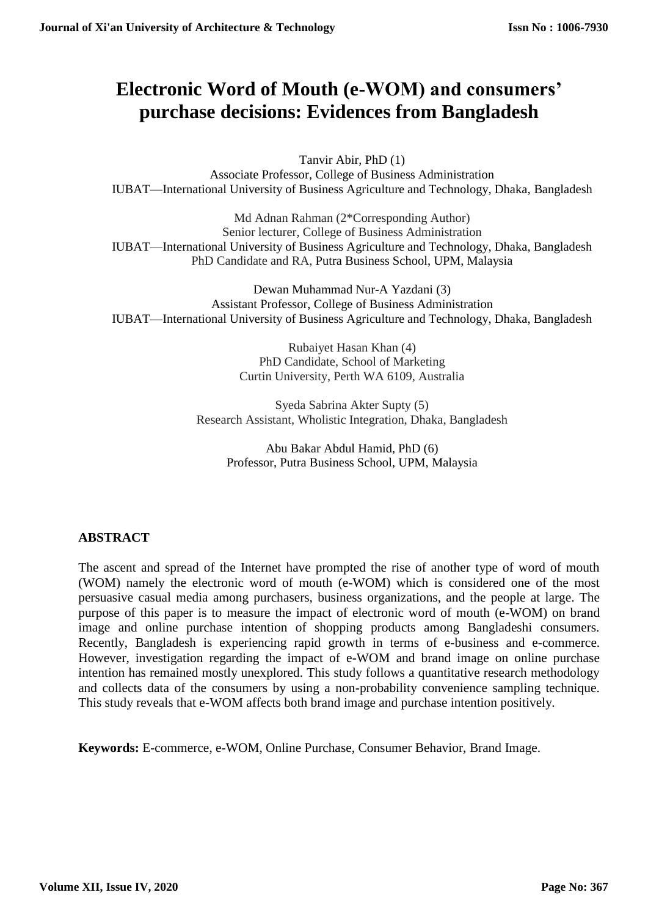# Electronic Word of Mouth (e-WOM) and consumers' purchase decisions: Evidences from Bangladesh

Tanvir Abir, PhD (1)
Associate Professor, College of Business Administration
IUBAT—International University of Business Agriculture and Technology, Dhaka, Bangladesh

Md Adnan Rahman (2*Corresponding Author)
Senior lecturer, College of Business Administration
IUBAT—International University of Business Agriculture and Technology, Dhaka, Bangladesh
PhD Candidate and RA, Putra Business School, UPM, Malaysia

Dewan Muhammad Nur-A Yazdani (3)
Assistant Professor, College of Business Administration
IUBAT—International University of Business Agriculture and Technology, Dhaka, Bangladesh

Rubaiyet Hasan Khan (4)
PhD Candidate, School of Marketing
Curtin University, Perth WA 6109, Australia

Syeda Sabrina Akter Supty (5)
Research Assistant, Wholistic Integration, Dhaka, Bangladesh

Abu Bakar Abdul Hamid, PhD (6)
Professor, Putra Business School, UPM, Malaysia

## ABSTRACT

The ascent and spread of the Internet have prompted the rise of another type of word of mouth (WOM) namely the electronic word of mouth (e-WOM) which is considered one of the most persuasive casual media among purchasers, business organizations, and the people at large. The purpose of this paper is to measure the impact of electronic word of mouth (e-WOM) on brand image and online purchase intention of shopping products among Bangladeshi consumers. Recently, Bangladesh is experiencing rapid growth in terms of e-business and e-commerce. However, investigation regarding the impact of e-WOM and brand image on online purchase intention has remained mostly unexplored. This study follows a quantitative research methodology and collects data of the consumers by using a non-probability convenience sampling technique. This study reveals that e-WOM affects both brand image and purchase intention positively.

**Keywords:** E-commerce, e-WOM, Online Purchase, Consumer Behavior, Brand Image.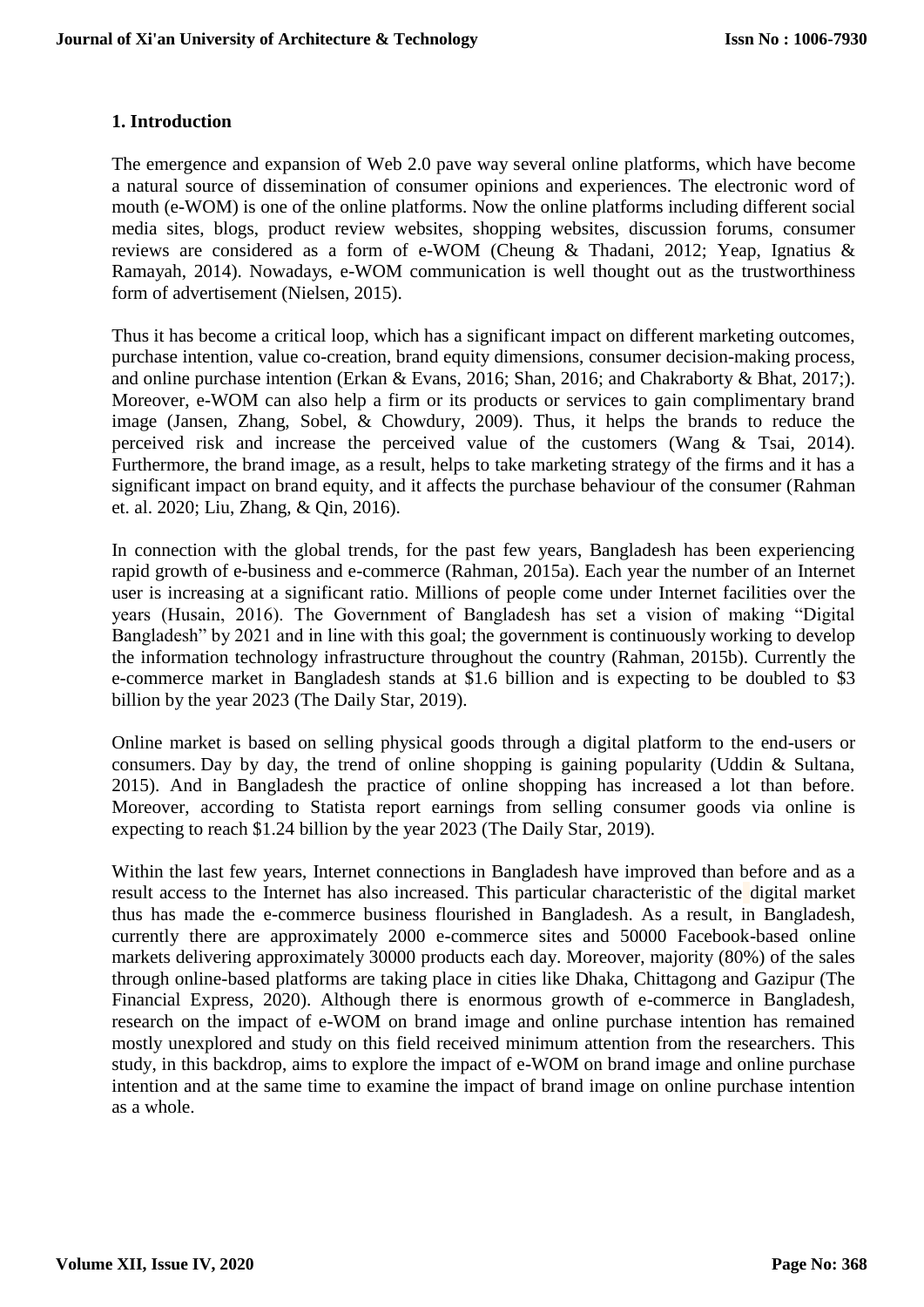## 1. Introduction

The emergence and expansion of Web 2.0 pave way several online platforms, which have become a natural source of dissemination of consumer opinions and experiences. The electronic word of mouth (e-WOM) is one of the online platforms. Now the online platforms including different social media sites, blogs, product review websites, shopping websites, discussion forums, consumer reviews are considered as a form of e-WOM (Cheung & Thadani, 2012; Yeap, Ignatius & Ramayah, 2014). Nowadays, e-WOM communication is well thought out as the trustworthiness form of advertisement (Nielsen, 2015).

Thus it has become a critical loop, which has a significant impact on different marketing outcomes, purchase intention, value co-creation, brand equity dimensions, consumer decision-making process, and online purchase intention (Erkan & Evans, 2016; Shan, 2016; and Chakraborty & Bhat, 2017;). Moreover, e-WOM can also help a firm or its products or services to gain complimentary brand image (Jansen, Zhang, Sobel, & Chowdury, 2009). Thus, it helps the brands to reduce the perceived risk and increase the perceived value of the customers (Wang & Tsai, 2014). Furthermore, the brand image, as a result, helps to take marketing strategy of the firms and it has a significant impact on brand equity, and it affects the purchase behaviour of the consumer (Rahman et. al. 2020; Liu, Zhang, & Qin, 2016).

In connection with the global trends, for the past few years, Bangladesh has been experiencing rapid growth of e-business and e-commerce (Rahman, 2015a). Each year the number of an Internet user is increasing at a significant ratio. Millions of people come under Internet facilities over the years (Husain, 2016). The Government of Bangladesh has set a vision of making "Digital Bangladesh" by 2021 and in line with this goal; the government is continuously working to develop the information technology infrastructure throughout the country (Rahman, 2015b). Currently the e-commerce market in Bangladesh stands at $1.6 billion and is expecting to be doubled to $3 billion by the year 2023 (The Daily Star, 2019).

Online market is based on selling physical goods through a digital platform to the end-users or consumers. Day by day, the trend of online shopping is gaining popularity (Uddin & Sultana, 2015). And in Bangladesh the practice of online shopping has increased a lot than before. Moreover, according to Statista report earnings from selling consumer goods via online is expecting to reach $1.24 billion by the year 2023 (The Daily Star, 2019).

Within the last few years, Internet connections in Bangladesh have improved than before and as a result access to the Internet has also increased. This particular characteristic of the digital market thus has made the e-commerce business flourished in Bangladesh. As a result, in Bangladesh, currently there are approximately 2000 e-commerce sites and 50000 Facebook-based online markets delivering approximately 30000 products each day. Moreover, majority (80%) of the sales through online-based platforms are taking place in cities like Dhaka, Chittagong and Gazipur (The Financial Express, 2020). Although there is enormous growth of e-commerce in Bangladesh, research on the impact of e-WOM on brand image and online purchase intention has remained mostly unexplored and study on this field received minimum attention from the researchers. This study, in this backdrop, aims to explore the impact of e-WOM on brand image and online purchase intention and at the same time to examine the impact of brand image on online purchase intention as a whole.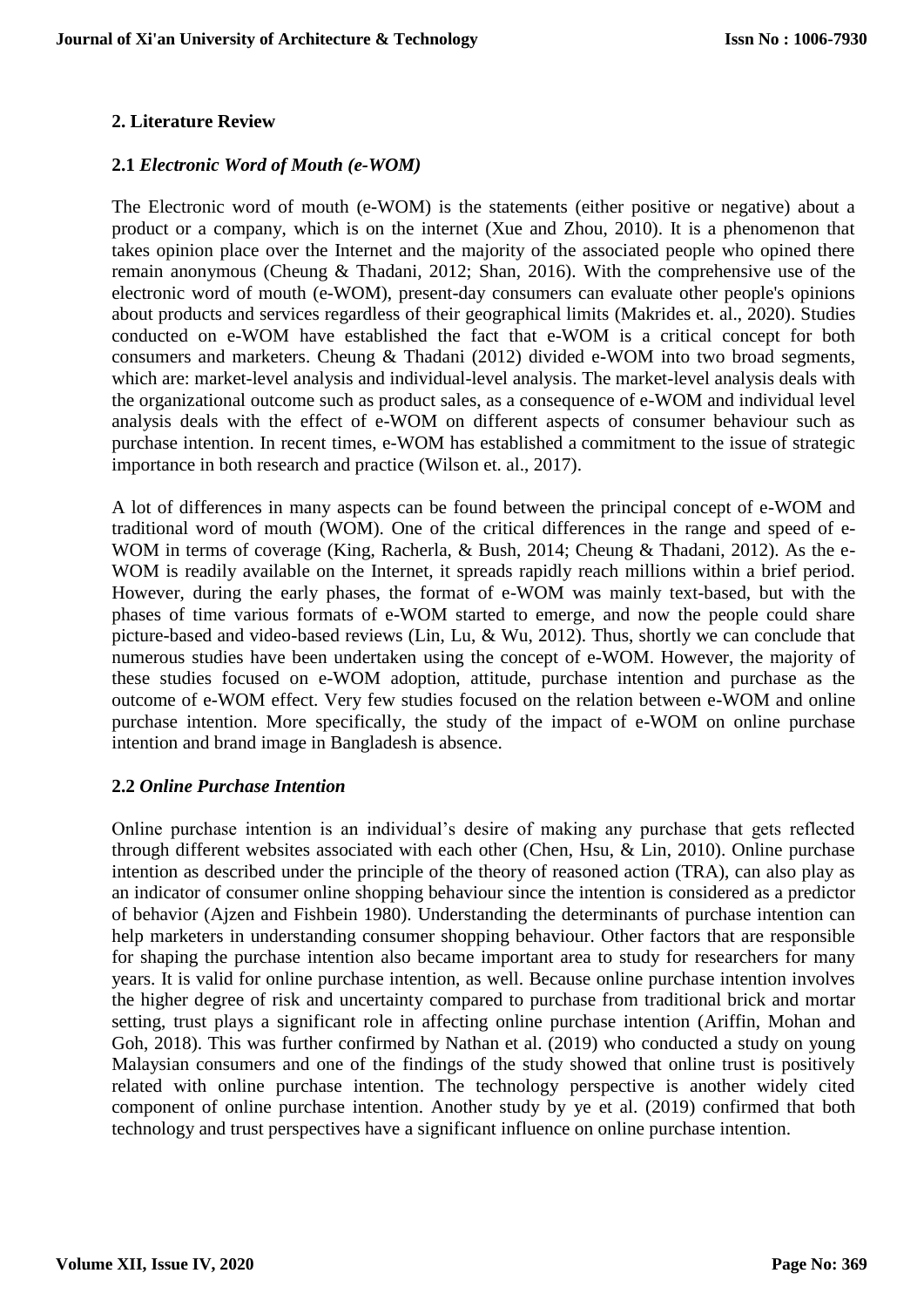## 2. Literature Review

### 2.1 *Electronic Word of Mouth (e-WOM)*

The Electronic word of mouth (e-WOM) is the statements (either positive or negative) about a product or a company, which is on the internet (Xue and Zhou, 2010). It is a phenomenon that takes opinion place over the Internet and the majority of the associated people who opined there remain anonymous (Cheung & Thadani, 2012; Shan, 2016). With the comprehensive use of the electronic word of mouth (e-WOM), present-day consumers can evaluate other people's opinions about products and services regardless of their geographical limits (Makrides et. al., 2020). Studies conducted on e-WOM have established the fact that e-WOM is a critical concept for both consumers and marketers. Cheung & Thadani (2012) divided e-WOM into two broad segments, which are: market-level analysis and individual-level analysis. The market-level analysis deals with the organizational outcome such as product sales, as a consequence of e-WOM and individual level analysis deals with the effect of e-WOM on different aspects of consumer behaviour such as purchase intention. In recent times, e-WOM has established a commitment to the issue of strategic importance in both research and practice (Wilson et. al., 2017).

A lot of differences in many aspects can be found between the principal concept of e-WOM and traditional word of mouth (WOM). One of the critical differences in the range and speed of e-WOM in terms of coverage (King, Racherla, & Bush, 2014; Cheung & Thadani, 2012). As the e-WOM is readily available on the Internet, it spreads rapidly reach millions within a brief period. However, during the early phases, the format of e-WOM was mainly text-based, but with the phases of time various formats of e-WOM started to emerge, and now the people could share picture-based and video-based reviews (Lin, Lu, & Wu, 2012). Thus, shortly we can conclude that numerous studies have been undertaken using the concept of e-WOM. However, the majority of these studies focused on e-WOM adoption, attitude, purchase intention and purchase as the outcome of e-WOM effect. Very few studies focused on the relation between e-WOM and online purchase intention. More specifically, the study of the impact of e-WOM on online purchase intention and brand image in Bangladesh is absence.

### 2.2 *Online Purchase Intention*

Online purchase intention is an individual's desire of making any purchase that gets reflected through different websites associated with each other (Chen, Hsu, & Lin, 2010). Online purchase intention as described under the principle of the theory of reasoned action (TRA), can also play as an indicator of consumer online shopping behaviour since the intention is considered as a predictor of behavior (Ajzen and Fishbein 1980). Understanding the determinants of purchase intention can help marketers in understanding consumer shopping behaviour. Other factors that are responsible for shaping the purchase intention also became important area to study for researchers for many years. It is valid for online purchase intention, as well. Because online purchase intention involves the higher degree of risk and uncertainty compared to purchase from traditional brick and mortar setting, trust plays a significant role in affecting online purchase intention (Ariffin, Mohan and Goh, 2018). This was further confirmed by Nathan et al. (2019) who conducted a study on young Malaysian consumers and one of the findings of the study showed that online trust is positively related with online purchase intention. The technology perspective is another widely cited component of online purchase intention. Another study by ye et al. (2019) confirmed that both technology and trust perspectives have a significant influence on online purchase intention.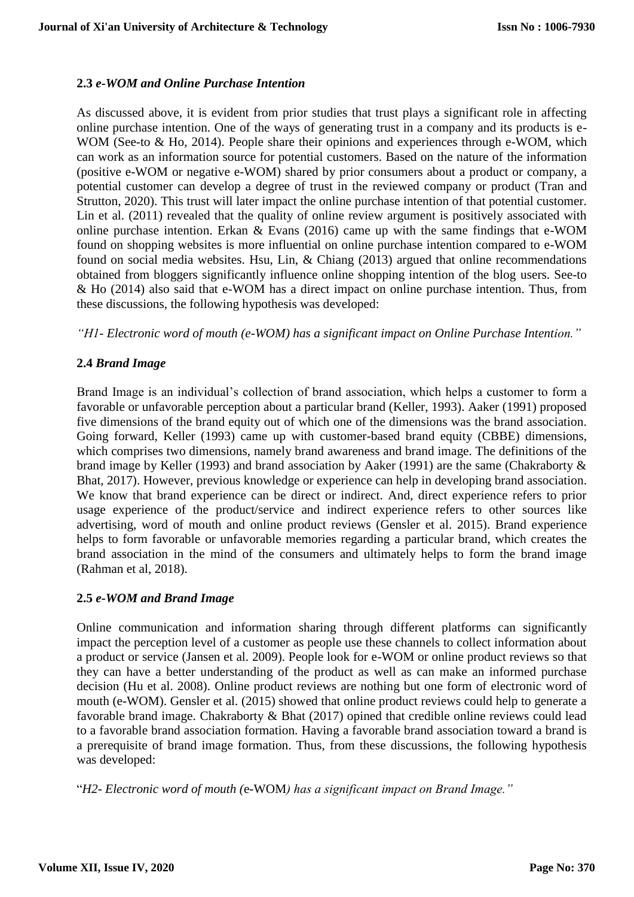### 2.3 *e-WOM and Online Purchase Intention*

As discussed above, it is evident from prior studies that trust plays a significant role in affecting online purchase intention. One of the ways of generating trust in a company and its products is e-WOM (See-to & Ho, 2014). People share their opinions and experiences through e-WOM, which can work as an information source for potential customers. Based on the nature of the information (positive e-WOM or negative e-WOM) shared by prior consumers about a product or company, a potential customer can develop a degree of trust in the reviewed company or product (Tran and Strutton, 2020). This trust will later impact the online purchase intention of that potential customer. Lin et al. (2011) revealed that the quality of online review argument is positively associated with online purchase intention. Erkan & Evans (2016) came up with the same findings that e-WOM found on shopping websites is more influential on online purchase intention compared to e-WOM found on social media websites. Hsu, Lin, & Chiang (2013) argued that online recommendations obtained from bloggers significantly influence online shopping intention of the blog users. See-to & Ho (2014) also said that e-WOM has a direct impact on online purchase intention. Thus, from these discussions, the following hypothesis was developed:

*"H1- Electronic word of mouth (e-WOM) has a significant impact on Online Purchase Intention."*

### 2.4 *Brand Image*

Brand Image is an individual's collection of brand association, which helps a customer to form a favorable or unfavorable perception about a particular brand (Keller, 1993). Aaker (1991) proposed five dimensions of the brand equity out of which one of the dimensions was the brand association. Going forward, Keller (1993) came up with customer-based brand equity (CBBE) dimensions, which comprises two dimensions, namely brand awareness and brand image. The definitions of the brand image by Keller (1993) and brand association by Aaker (1991) are the same (Chakraborty & Bhat, 2017). However, previous knowledge or experience can help in developing brand association. We know that brand experience can be direct or indirect. And, direct experience refers to prior usage experience of the product/service and indirect experience refers to other sources like advertising, word of mouth and online product reviews (Gensler et al. 2015). Brand experience helps to form favorable or unfavorable memories regarding a particular brand, which creates the brand association in the mind of the consumers and ultimately helps to form the brand image (Rahman et al, 2018).

### 2.5 *e-WOM and Brand Image*

Online communication and information sharing through different platforms can significantly impact the perception level of a customer as people use these channels to collect information about a product or service (Jansen et al. 2009). People look for e-WOM or online product reviews so that they can have a better understanding of the product as well as can make an informed purchase decision (Hu et al. 2008). Online product reviews are nothing but one form of electronic word of mouth (e-WOM). Gensler et al. (2015) showed that online product reviews could help to generate a favorable brand image. Chakraborty & Bhat (2017) opined that credible online reviews could lead to a favorable brand association formation. Having a favorable brand association toward a brand is a prerequisite of brand image formation. Thus, from these discussions, the following hypothesis was developed:

"*H2- Electronic word of mouth (*e-WOM*) has a significant impact on Brand Image."*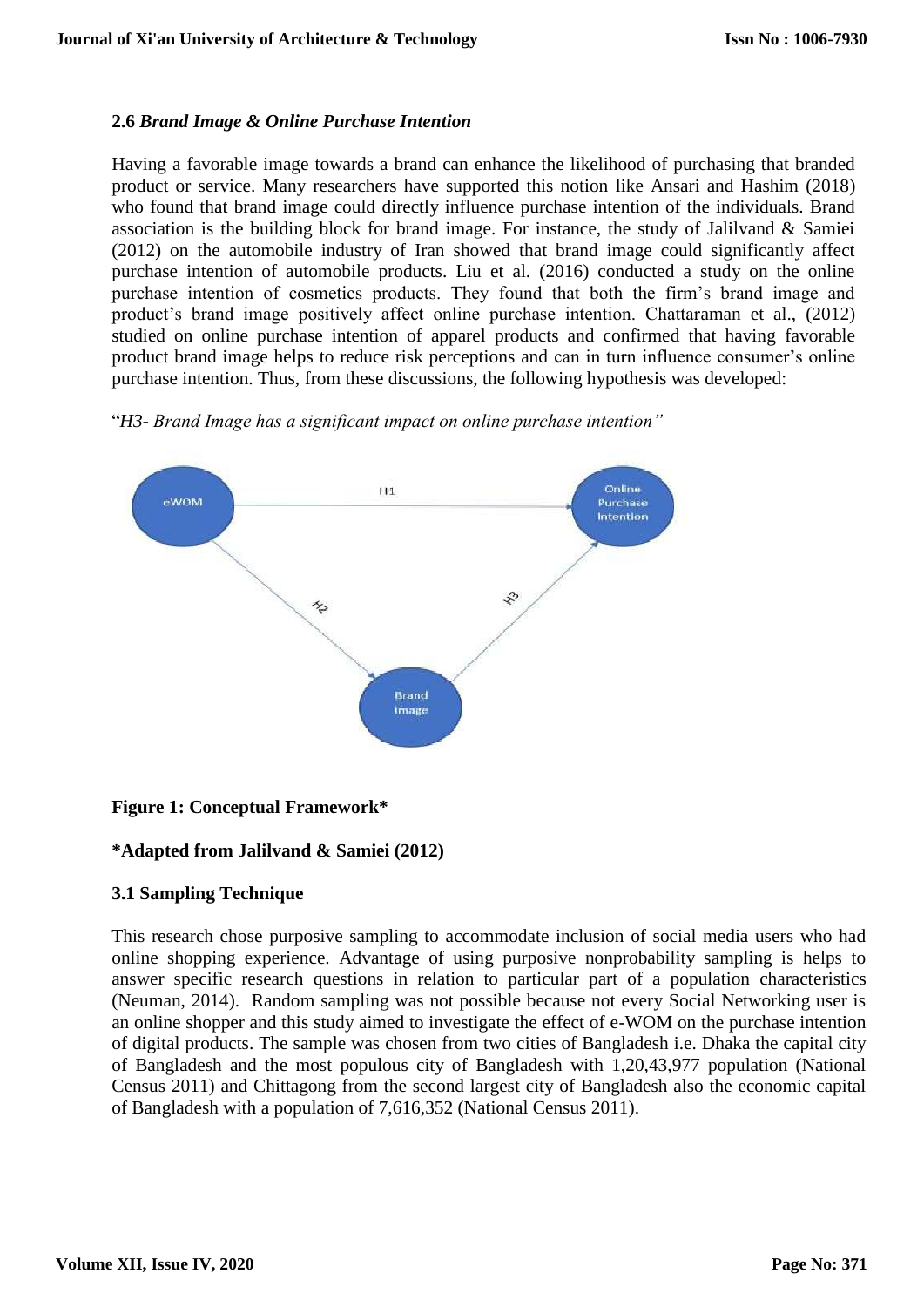### 2.6 *Brand Image & Online Purchase Intention*

Having a favorable image towards a brand can enhance the likelihood of purchasing that branded product or service. Many researchers have supported this notion like Ansari and Hashim (2018) who found that brand image could directly influence purchase intention of the individuals. Brand association is the building block for brand image. For instance, the study of Jalilvand & Samiei (2012) on the automobile industry of Iran showed that brand image could significantly affect purchase intention of automobile products. Liu et al. (2016) conducted a study on the online purchase intention of cosmetics products. They found that both the firm's brand image and product's brand image positively affect online purchase intention. Chattaraman et al., (2012) studied on online purchase intention of apparel products and confirmed that having favorable product brand image helps to reduce risk perceptions and can in turn influence consumer's online purchase intention. Thus, from these discussions, the following hypothesis was developed:

"*H3- Brand Image has a significant impact on online purchase intention"*

**Figure 1: Conceptual Framework***

***Adapted from Jalilvand & Samiei (2012)**

### 3.1 Sampling Technique

This research chose purposive sampling to accommodate inclusion of social media users who had online shopping experience. Advantage of using purposive nonprobability sampling is helps to answer specific research questions in relation to particular part of a population characteristics (Neuman, 2014). Random sampling was not possible because not every Social Networking user is an online shopper and this study aimed to investigate the effect of e-WOM on the purchase intention of digital products. The sample was chosen from two cities of Bangladesh i.e. Dhaka the capital city of Bangladesh and the most populous city of Bangladesh with 1,20,43,977 population (National Census 2011) and Chittagong from the second largest city of Bangladesh also the economic capital of Bangladesh with a population of 7,616,352 (National Census 2011).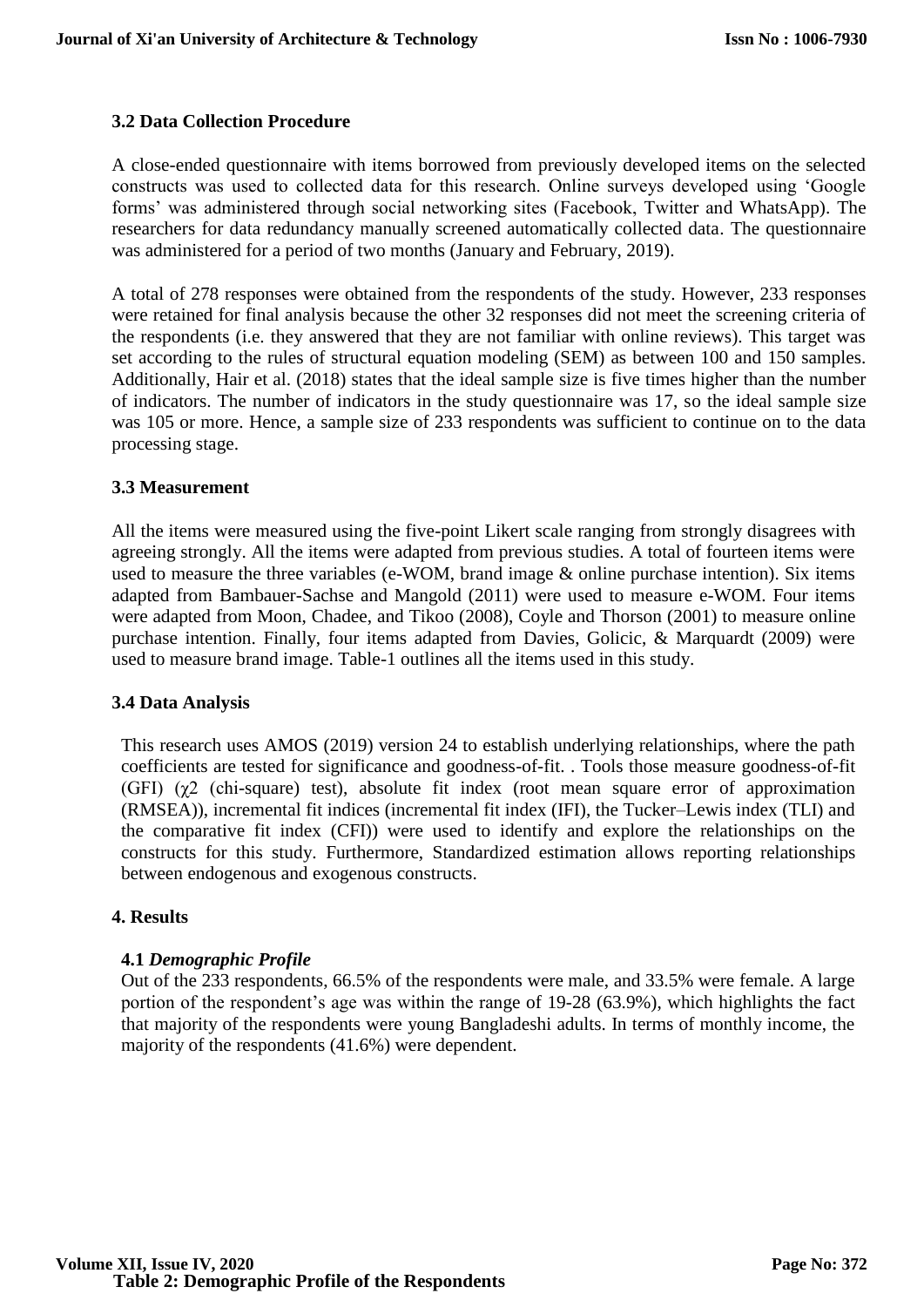### 3.2 Data Collection Procedure

A close-ended questionnaire with items borrowed from previously developed items on the selected constructs was used to collected data for this research. Online surveys developed using 'Google forms' was administered through social networking sites (Facebook, Twitter and WhatsApp). The researchers for data redundancy manually screened automatically collected data. The questionnaire was administered for a period of two months (January and February, 2019).

A total of 278 responses were obtained from the respondents of the study. However, 233 responses were retained for final analysis because the other 32 responses did not meet the screening criteria of the respondents (i.e. they answered that they are not familiar with online reviews). This target was set according to the rules of structural equation modeling (SEM) as between 100 and 150 samples. Additionally, Hair et al. (2018) states that the ideal sample size is five times higher than the number of indicators. The number of indicators in the study questionnaire was 17, so the ideal sample size was 105 or more. Hence, a sample size of 233 respondents was sufficient to continue on to the data processing stage.

### 3.3 Measurement

All the items were measured using the five-point Likert scale ranging from strongly disagrees with agreeing strongly. All the items were adapted from previous studies. A total of fourteen items were used to measure the three variables (e-WOM, brand image & online purchase intention). Six items adapted from Bambauer-Sachse and Mangold (2011) were used to measure e-WOM. Four items were adapted from Moon, Chadee, and Tikoo (2008), Coyle and Thorson (2001) to measure online purchase intention. Finally, four items adapted from Davies, Golicic, & Marquardt (2009) were used to measure brand image. Table-1 outlines all the items used in this study.

### 3.4 Data Analysis

This research uses AMOS (2019) version 24 to establish underlying relationships, where the path coefficients are tested for significance and goodness-of-fit. . Tools those measure goodness-of-fit (GFI) ($\chi2$ (chi-square) test), absolute fit index (root mean square error of approximation (RMSEA)), incremental fit indices (incremental fit index (IFI), the Tucker–Lewis index (TLI) and the comparative fit index (CFI)) were used to identify and explore the relationships on the constructs for this study. Furthermore, Standardized estimation allows reporting relationships between endogenous and exogenous constructs.

## 4. Results

### 4.1 *Demographic Profile*

Out of the 233 respondents, 66.5% of the respondents were male, and 33.5% were female. A large portion of the respondent's age was within the range of 19-28 (63.9%), which highlights the fact that majority of the respondents were young Bangladeshi adults. In terms of monthly income, the majority of the respondents (41.6%) were dependent.

**Table 2: Demographic Profile of the Respondents**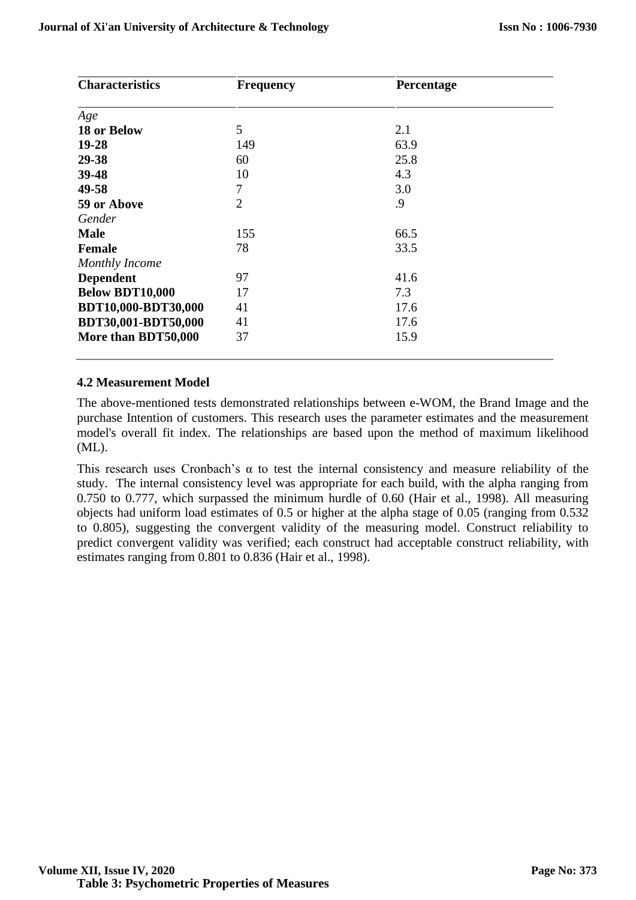| Characteristics | Frequency | Percentage |
|---|---|---|
| *Age* | | |
| **18 or Below** | 5 | 2.1 |
| **19-28** | 149 | 63.9 |
| **29-38** | 60 | 25.8 |
| **39-48** | 10 | 4.3 |
| **49-58** | 7 | 3.0 |
| **59 or Above** | 2 | .9 |
| *Gender* | | |
| **Male** | 155 | 66.5 |
| **Female** | 78 | 33.5 |
| *Monthly Income* | | |
| **Dependent** | 97 | 41.6 |
| **Below BDT10,000** | 17 | 7.3 |
| **BDT10,000-BDT30,000** | 41 | 17.6 |
| **BDT30,001-BDT50,000** | 41 | 17.6 |
| **More than BDT50,000** | 37 | 15.9 |

### 4.2 Measurement Model

The above-mentioned tests demonstrated relationships between e-WOM, the Brand Image and the purchase Intention of customers. This research uses the parameter estimates and the measurement model's overall fit index. The relationships are based upon the method of maximum likelihood (ML).

This research uses Cronbach's α to test the internal consistency and measure reliability of the study. The internal consistency level was appropriate for each build, with the alpha ranging from 0.750 to 0.777, which surpassed the minimum hurdle of 0.60 (Hair et al., 1998). All measuring objects had uniform load estimates of 0.5 or higher at the alpha stage of 0.05 (ranging from 0.532 to 0.805), suggesting the convergent validity of the measuring model. Construct reliability to predict convergent validity was verified; each construct had acceptable construct reliability, with estimates ranging from 0.801 to 0.836 (Hair et al., 1998).

**Table 3: Psychometric Properties of Measures**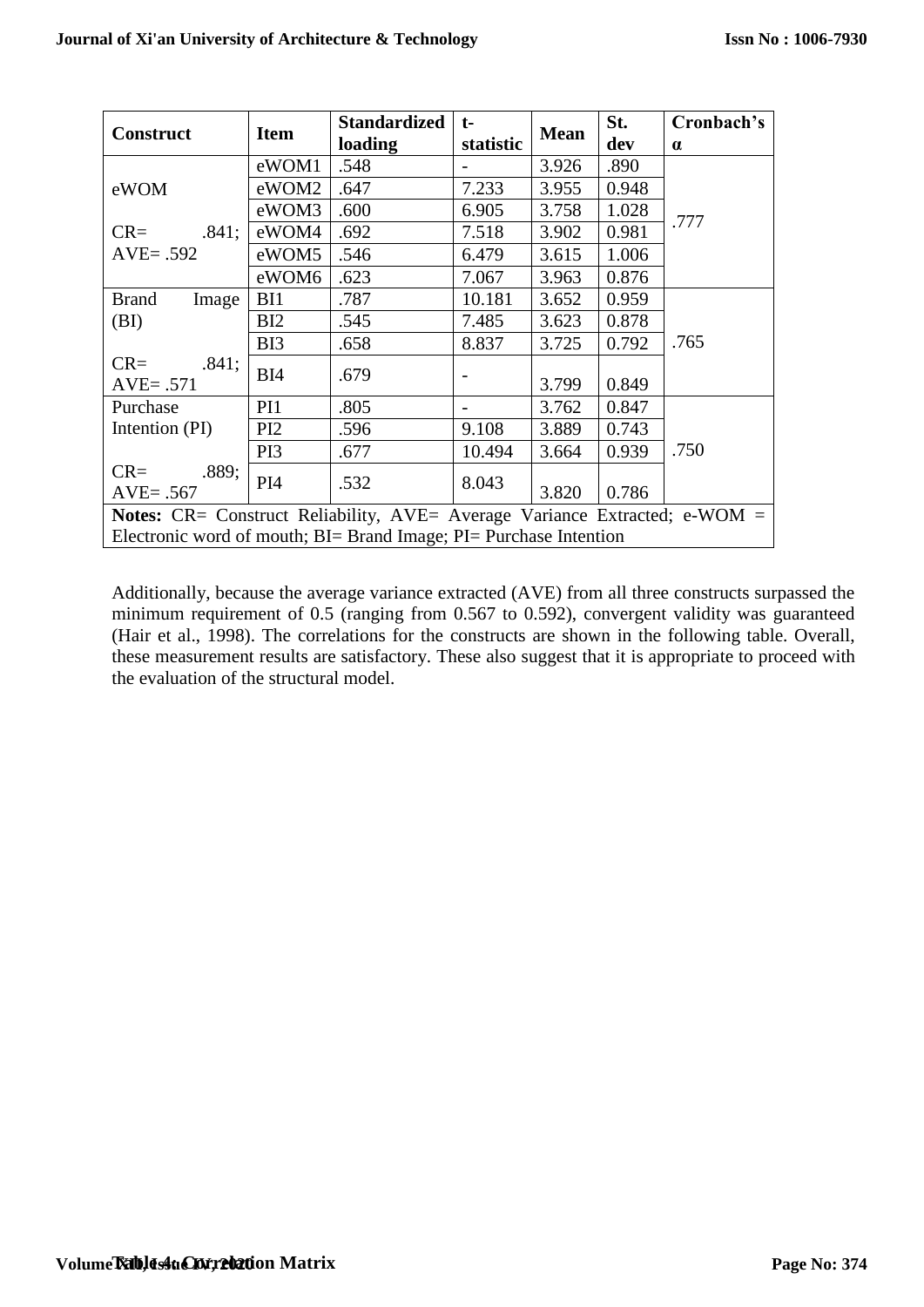| Construct | Item | Standardized loading | t-statistic | Mean | St. dev | Cronbach's α |
|---|---|---|---|---|---|---|
| eWOM<br><br>CR= .841; AVE= .592 | eWOM1 | .548 | - | 3.926 | .890 | .777 |
| | eWOM2 | .647 | 7.233 | 3.955 | 0.948 | |
| | eWOM3 | .600 | 6.905 | 3.758 | 1.028 | |
| | eWOM4 | .692 | 7.518 | 3.902 | 0.981 | |
| | eWOM5 | .546 | 6.479 | 3.615 | 1.006 | |
| | eWOM6 | .623 | 7.067 | 3.963 | 0.876 | |
| Brand Image (BI)<br><br>CR= .841; AVE= .571 | BI1 | .787 | 10.181 | 3.652 | 0.959 | .765 |
| | BI2 | .545 | 7.485 | 3.623 | 0.878 | |
| | BI3 | .658 | 8.837 | 3.725 | 0.792 | |
| | BI4 | .679 | - | 3.799 | 0.849 | |
| Purchase Intention (PI)<br><br>CR= .889; AVE= .567 | PI1 | .805 | - | 3.762 | 0.847 | .750 |
| | PI2 | .596 | 9.108 | 3.889 | 0.743 | |
| | PI3 | .677 | 10.494 | 3.664 | 0.939 | |
| | PI4 | .532 | 8.043 | 3.820 | 0.786 | |

**Notes:** CR= Construct Reliability, AVE= Average Variance Extracted; e-WOM = Electronic word of mouth; BI= Brand Image; PI= Purchase Intention

Additionally, because the average variance extracted (AVE) from all three constructs surpassed the minimum requirement of 0.5 (ranging from 0.567 to 0.592), convergent validity was guaranteed (Hair et al., 1998). The correlations for the constructs are shown in the following table. Overall, these measurement results are satisfactory. These also suggest that it is appropriate to proceed with the evaluation of the structural model.

**Table 4: Correlation Matrix**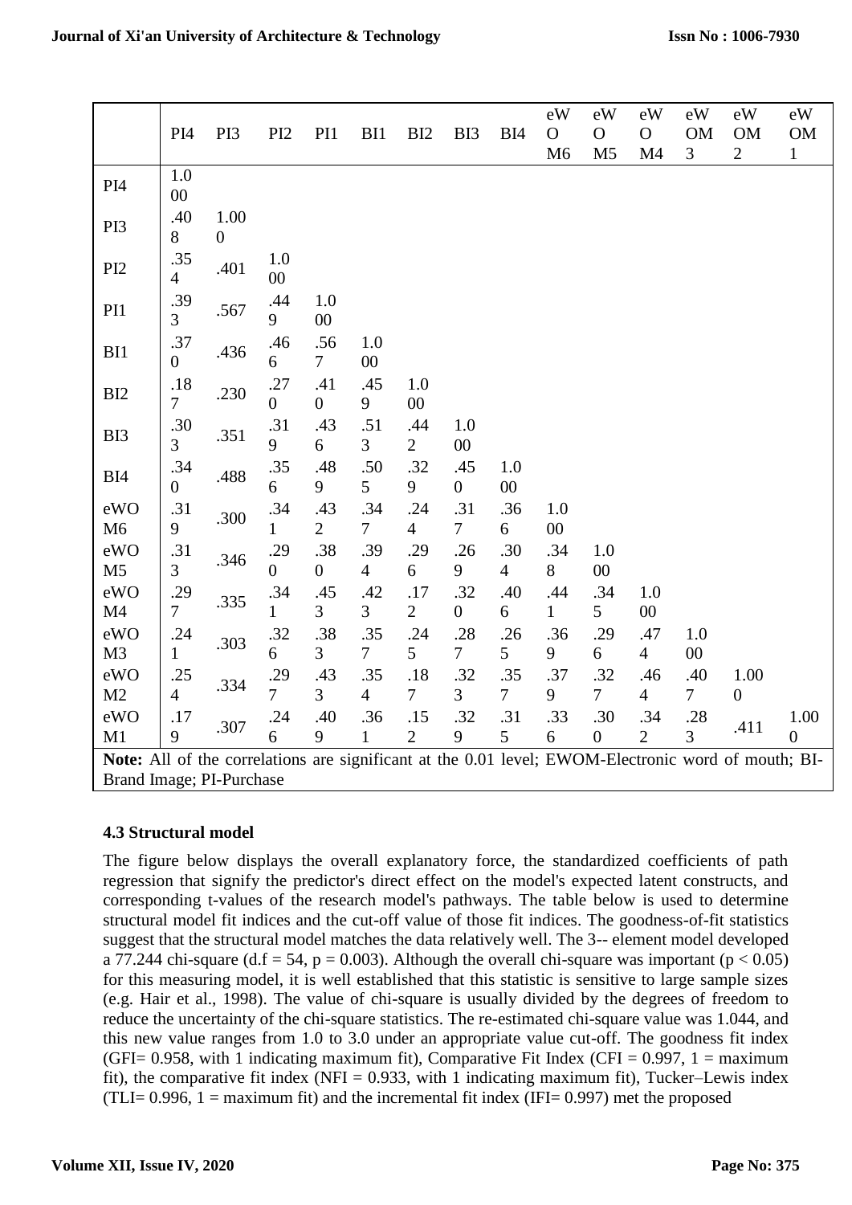| | PI4 | PI3 | PI2 | PI1 | BI1 | BI2 | BI3 | BI4 | eWOM6 | eWOM5 | eWOM4 | eWOM3 | eWOM2 | eWOM1 |
|---|---|---|---|---|---|---|---|---|---|---|---|---|---|---|
| PI4 | 1.000 | | | | | | | | | | | | | |
| PI3 | .408 | 1.000 | | | | | | | | | | | | |
| PI2 | .354 | .401 | 1.000 | | | | | | | | | | | |
| PI1 | .393 | .567 | .449 | 1.000 | | | | | | | | | | |
| BI1 | .370 | .436 | .466 | .567 | 1.000 | | | | | | | | | |
| BI2 | .187 | .230 | .270 | .410 | .459 | 1.000 | | | | | | | | |
| BI3 | .303 | .351 | .319 | .436 | .513 | .442 | 1.000 | | | | | | | |
| BI4 | .340 | .488 | .356 | .489 | .505 | .329 | .450 | 1.000 | | | | | | |
| eWOM6 | .319 | .300 | .341 | .432 | .347 | .244 | .317 | .366 | 1.000 | | | | | |
| eWOM5 | .313 | .346 | .290 | .380 | .394 | .296 | .269 | .304 | .348 | 1.000 | | | | |
| eWOM4 | .297 | .335 | .341 | .453 | .423 | .172 | .320 | .406 | .441 | .345 | 1.000 | | | |
| eWOM3 | .241 | .303 | .326 | .383 | .357 | .245 | .287 | .265 | .369 | .296 | .474 | 1.000 | | |
| eWOM2 | .254 | .334 | .297 | .433 | .354 | .187 | .323 | .357 | .379 | .327 | .464 | .407 | 1.000 | |
| eWOM1 | .179 | .307 | .246 | .409 | .361 | .152 | .329 | .315 | .336 | .300 | .342 | .283 | .411 | 1.000 |

**Note:** All of the correlations are significant at the 0.01 level; EWOM-Electronic word of mouth; BI-Brand Image; PI-Purchase

### 4.3 Structural model

The figure below displays the overall explanatory force, the standardized coefficients of path regression that signify the predictor's direct effect on the model's expected latent constructs, and corresponding t-values of the research model's pathways. The table below is used to determine structural model fit indices and the cut-off value of those fit indices. The goodness-of-fit statistics suggest that the structural model matches the data relatively well. The 3-- element model developed a 77.244 chi-square (d.f = 54, p = 0.003). Although the overall chi-square was important ($p < 0.05$) for this measuring model, it is well established that this statistic is sensitive to large sample sizes (e.g. Hair et al., 1998). The value of chi-square is usually divided by the degrees of freedom to reduce the uncertainty of the chi-square statistics. The re-estimated chi-square value was 1.044, and this new value ranges from 1.0 to 3.0 under an appropriate value cut-off. The goodness fit index (GFI= 0.958, with 1 indicating maximum fit), Comparative Fit Index (CFI = 0.997, 1 = maximum fit), the comparative fit index (NFI = 0.933, with 1 indicating maximum fit), Tucker–Lewis index (TLI= 0.996, 1 = maximum fit) and the incremental fit index (IFI= 0.997) met the proposed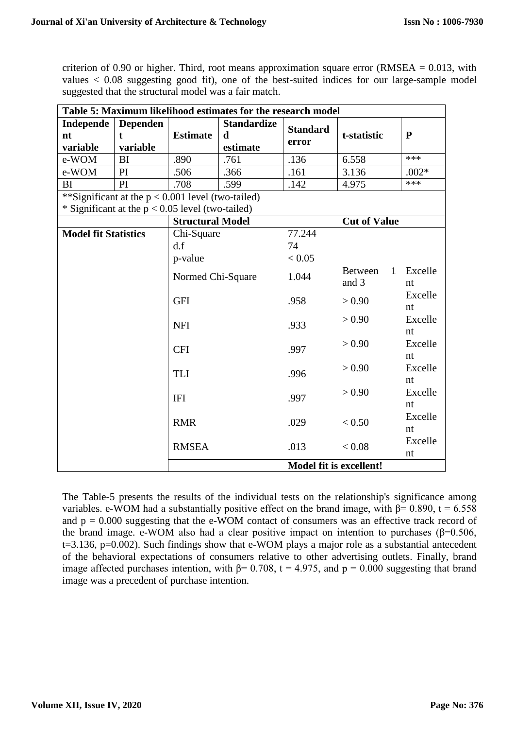criterion of 0.90 or higher. Third, root means approximation square error (RMSEA = 0.013, with values < 0.08 suggesting good fit), one of the best-suited indices for our large-sample model suggested that the structural model was a fair match.

**Table 5: Maximum likelihood estimates for the research model**

| Independent variable | Dependent variable | Estimate | Standardized estimate | Standard error | t-statistic | P |
|---|---|---|---|---|---|---|
| e-WOM | BI | .890 | .761 | .136 | 6.558 | *** |
| e-WOM | PI | .506 | .366 | .161 | 3.136 | .002* |
| BI | PI | .708 | .599 | .142 | 4.975 | *** |
| **Significant at the $p < 0.001$ level (two-tailed) | | | | | | |
| * Significant at the $p < 0.05$ level (two-tailed) | | | | | | |
| | | **Structural Model** | | | **Cut of Value** | |
| **Model fit Statistics** | | Chi-Square | | 77.244 | | |
| | | d.f | | 74 | | |
| | | p-value | | < 0.05 | | |
| | | Normed Chi-Square | | 1.044 | Between 1 and 3 | Excellent |
| | | GFI | | .958 | > 0.90 | Excellent |
| | | NFI | | .933 | > 0.90 | Excellent |
| | | CFI | | .997 | > 0.90 | Excellent |
| | | TLI | | .996 | > 0.90 | Excellent |
| | | IFI | | .997 | > 0.90 | Excellent |
| | | RMR | | .029 | < 0.50 | Excellent |
| | | RMSEA | | .013 | < 0.08 | Excellent |
| | | | | **Model fit is excellent!** | | |

The Table-5 presents the results of the individual tests on the relationship's significance among variables. e-WOM had a substantially positive effect on the brand image, with $\beta = 0.890$, $t = 6.558$ and $p = 0.000$ suggesting that the e-WOM contact of consumers was an effective track record of the brand image. e-WOM also had a clear positive impact on intention to purchases ($\beta = 0.506$, $t = 3.136$, $p = 0.002$). Such findings show that e-WOM plays a major role as a substantial antecedent of the behavioral expectations of consumers relative to other advertising outlets. Finally, brand image affected purchases intention, with $\beta = 0.708$, $t = 4.975$, and $p = 0.000$ suggesting that brand image was a precedent of purchase intention.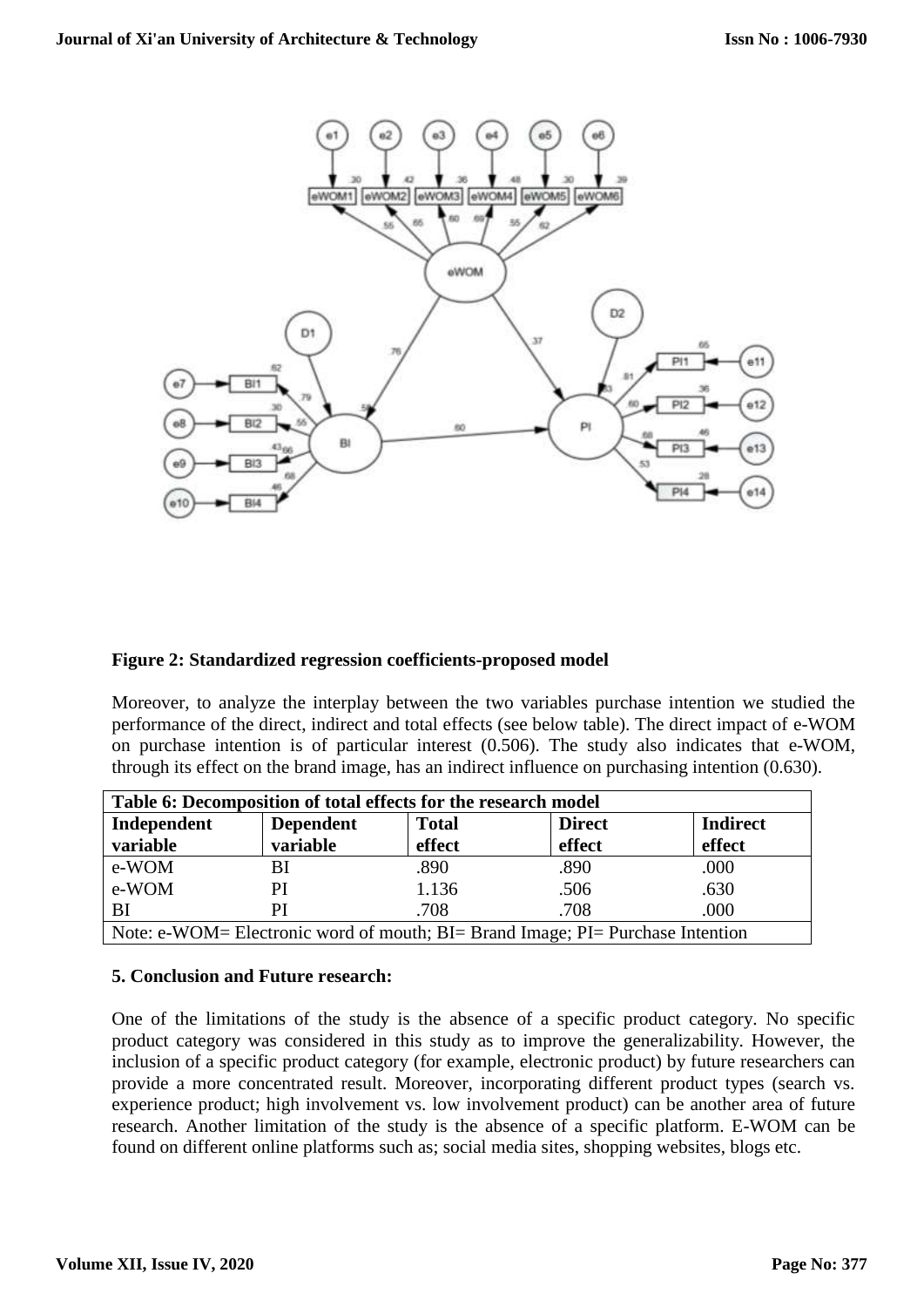**Figure 2: Standardized regression coefficients-proposed model**

Moreover, to analyze the interplay between the two variables purchase intention we studied the performance of the direct, indirect and total effects (see below table). The direct impact of e-WOM on purchase intention is of particular interest (0.506). The study also indicates that e-WOM, through its effect on the brand image, has an indirect influence on purchasing intention (0.630).

**Table 6: Decomposition of total effects for the research model**

| Independent variable | Dependent variable | Total effect | Direct effect | Indirect effect |
|---|---|---|---|---|
| e-WOM | BI | .890 | .890 | .000 |
| e-WOM | PI | 1.136 | .506 | .630 |
| BI | PI | .708 | .708 | .000 |

Note: e-WOM= Electronic word of mouth; BI= Brand Image; PI= Purchase Intention

### 5. Conclusion and Future research:

One of the limitations of the study is the absence of a specific product category. No specific product category was considered in this study as to improve the generalizability. However, the inclusion of a specific product category (for example, electronic product) by future researchers can provide a more concentrated result. Moreover, incorporating different product types (search vs. experience product; high involvement vs. low involvement product) can be another area of future research. Another limitation of the study is the absence of a specific platform. E-WOM can be found on different online platforms such as; social media sites, shopping websites, blogs etc.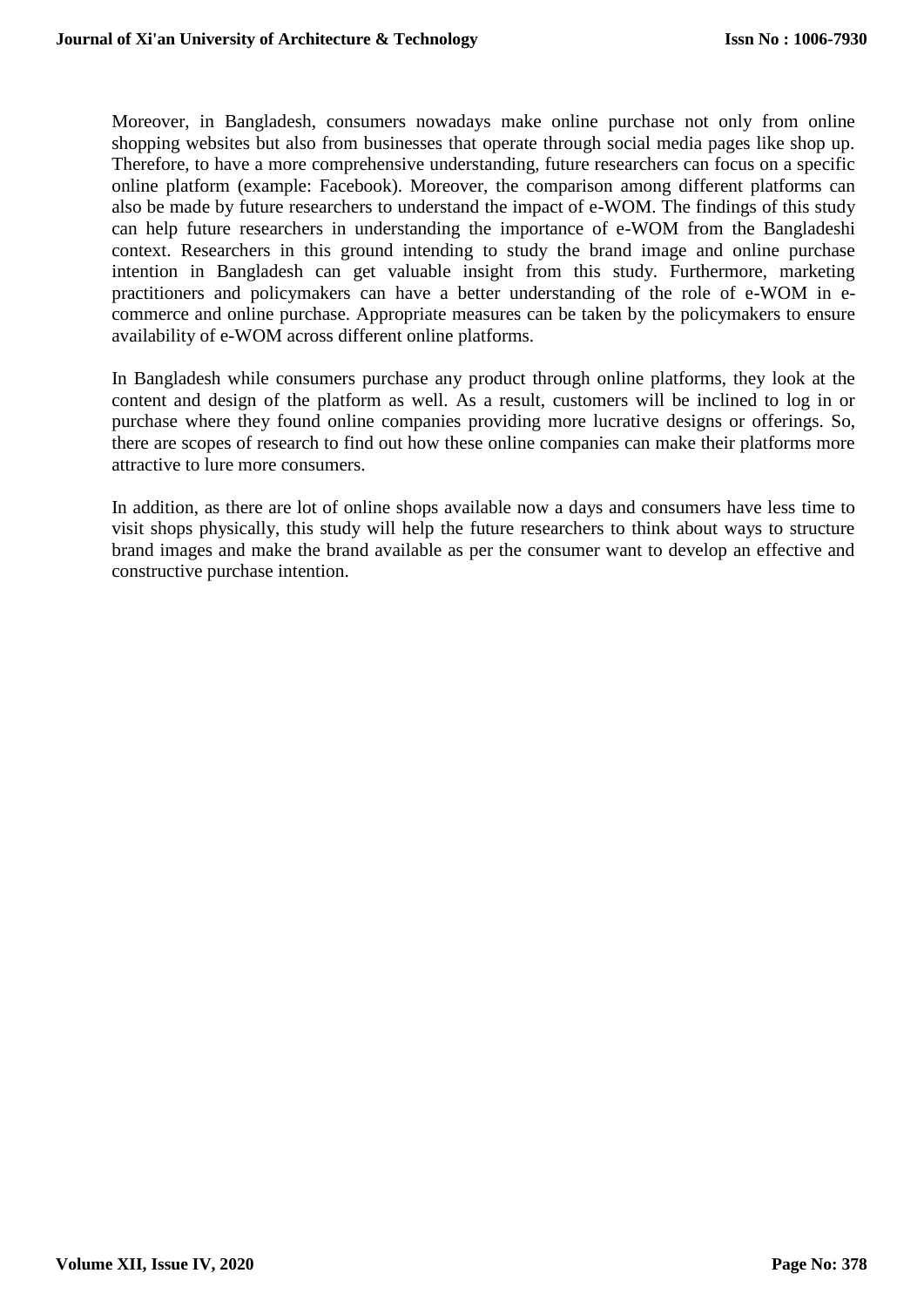Moreover, in Bangladesh, consumers nowadays make online purchase not only from online shopping websites but also from businesses that operate through social media pages like shop up. Therefore, to have a more comprehensive understanding, future researchers can focus on a specific online platform (example: Facebook). Moreover, the comparison among different platforms can also be made by future researchers to understand the impact of e-WOM. The findings of this study can help future researchers in understanding the importance of e-WOM from the Bangladeshi context. Researchers in this ground intending to study the brand image and online purchase intention in Bangladesh can get valuable insight from this study. Furthermore, marketing practitioners and policymakers can have a better understanding of the role of e-WOM in e-commerce and online purchase. Appropriate measures can be taken by the policymakers to ensure availability of e-WOM across different online platforms.

In Bangladesh while consumers purchase any product through online platforms, they look at the content and design of the platform as well. As a result, customers will be inclined to log in or purchase where they found online companies providing more lucrative designs or offerings. So, there are scopes of research to find out how these online companies can make their platforms more attractive to lure more consumers.

In addition, as there are lot of online shops available now a days and consumers have less time to visit shops physically, this study will help the future researchers to think about ways to structure brand images and make the brand available as per the consumer want to develop an effective and constructive purchase intention.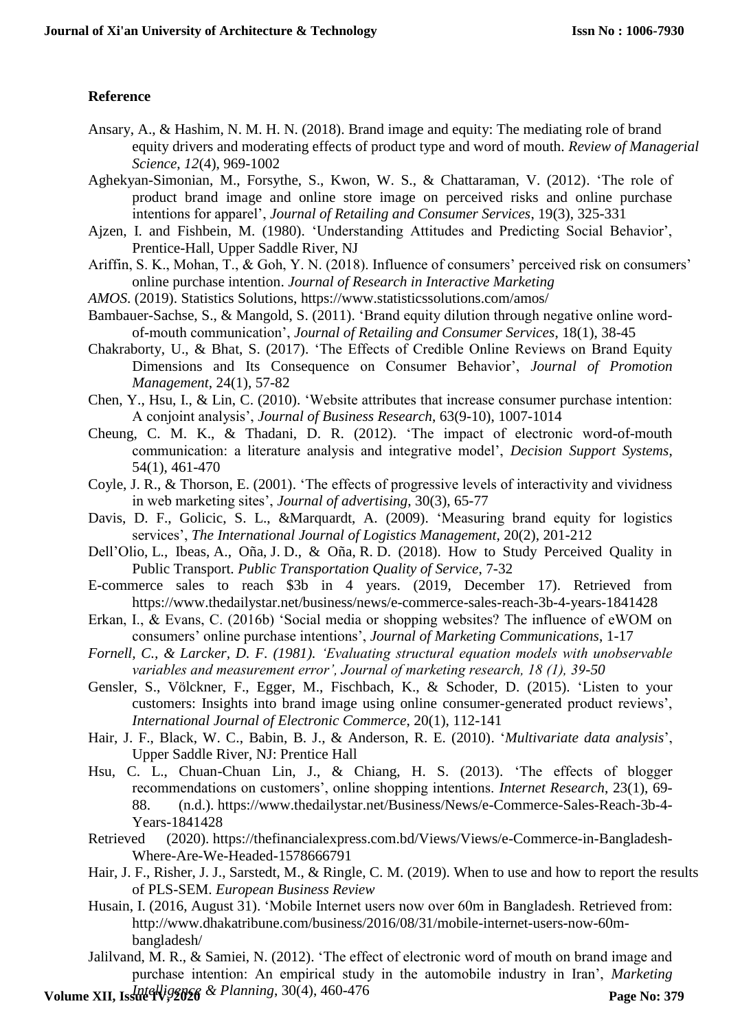## Reference

Ansary, A., & Hashim, N. M. H. N. (2018). Brand image and equity: The mediating role of brand equity drivers and moderating effects of product type and word of mouth. *Review of Managerial Science*, *12*(4), 969-1002

Aghekyan-Simonian, M., Forsythe, S., Kwon, W. S., & Chattaraman, V. (2012). 'The role of product brand image and online store image on perceived risks and online purchase intentions for apparel', *Journal of Retailing and Consumer Services*, 19(3), 325-331

Ajzen, I. and Fishbein, M. (1980). 'Understanding Attitudes and Predicting Social Behavior', Prentice-Hall, Upper Saddle River, NJ

Ariffin, S. K., Mohan, T., & Goh, Y. N. (2018). Influence of consumers' perceived risk on consumers' online purchase intention. *Journal of Research in Interactive Marketing*

*AMOS*. (2019). Statistics Solutions, https://www.statisticssolutions.com/amos/

Bambauer-Sachse, S., & Mangold, S. (2011). 'Brand equity dilution through negative online word-of-mouth communication', *Journal of Retailing and Consumer Services*, 18(1), 38-45

Chakraborty, U., & Bhat, S. (2017). 'The Effects of Credible Online Reviews on Brand Equity Dimensions and Its Consequence on Consumer Behavior', *Journal of Promotion Management*, 24(1), 57-82

Chen, Y., Hsu, I., & Lin, C. (2010). 'Website attributes that increase consumer purchase intention: A conjoint analysis', *Journal of Business Research*, 63(9-10), 1007-1014

Cheung, C. M. K., & Thadani, D. R. (2012). 'The impact of electronic word-of-mouth communication: a literature analysis and integrative model', *Decision Support Systems*, 54(1), 461-470

Coyle, J. R., & Thorson, E. (2001). 'The effects of progressive levels of interactivity and vividness in web marketing sites', *Journal of advertising*, 30(3), 65-77

Davis, D. F., Golicic, S. L., &Marquardt, A. (2009). 'Measuring brand equity for logistics services', *The International Journal of Logistics Management*, 20(2), 201-212

Dell'Olio, L., Ibeas, A., Oña, J. D., & Oña, R. D. (2018). How to Study Perceived Quality in Public Transport. *Public Transportation Quality of Service*, 7-32

E-commerce sales to reach $3b in 4 years. (2019, December 17). Retrieved from https://www.thedailystar.net/business/news/e-commerce-sales-reach-3b-4-years-1841428

Erkan, I., & Evans, C. (2016b) 'Social media or shopping websites? The influence of eWOM on consumers' online purchase intentions', *Journal of Marketing Communications*, 1-17

*Fornell, C., & Larcker, D. F. (1981). 'Evaluating structural equation models with unobservable variables and measurement error', Journal of marketing research, 18 (1), 39-50*

Gensler, S., Völckner, F., Egger, M., Fischbach, K., & Schoder, D. (2015). 'Listen to your customers: Insights into brand image using online consumer-generated product reviews', *International Journal of Electronic Commerce*, 20(1), 112-141

Hair, J. F., Black, W. C., Babin, B. J., & Anderson, R. E. (2010). '*Multivariate data analysis*', Upper Saddle River, NJ: Prentice Hall

Hsu, C. L., Chuan-Chuan Lin, J., & Chiang, H. S. (2013). 'The effects of blogger recommendations on customers', online shopping intentions. *Internet Research*, 23(1), 69-88. (n.d.). https://www.thedailystar.net/Business/News/e-Commerce-Sales-Reach-3b-4-Years-1841428

Retrieved (2020). https://thefinancialexpress.com.bd/Views/Views/e-Commerce-in-Bangladesh-Where-Are-We-Headed-1578666791

Hair, J. F., Risher, J. J., Sarstedt, M., & Ringle, C. M. (2019). When to use and how to report the results of PLS-SEM. *European Business Review*

Husain, I. (2016, August 31). 'Mobile Internet users now over 60m in Bangladesh. Retrieved from: http://www.dhakatribune.com/business/2016/08/31/mobile-internet-users-now-60m-bangladesh/

Jalilvand, M. R., & Samiei, N. (2012). 'The effect of electronic word of mouth on brand image and purchase intention: An empirical study in the automobile industry in Iran', *Marketing Intelligence & Planning*, 30(4), 460-476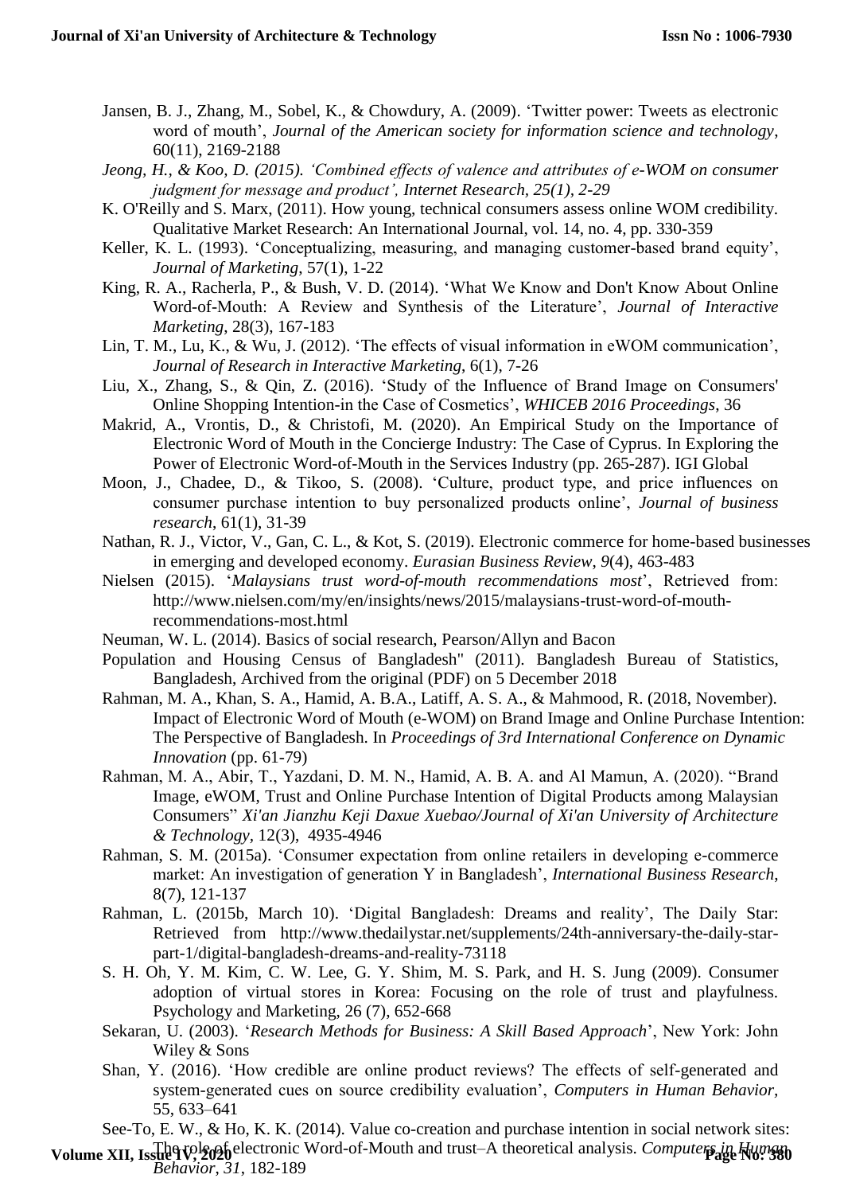Jansen, B. J., Zhang, M., Sobel, K., & Chowdury, A. (2009). 'Twitter power: Tweets as electronic word of mouth', *Journal of the American society for information science and technology*, 60(11), 2169-2188

*Jeong, H., & Koo, D. (2015). 'Combined effects of valence and attributes of e-WOM on consumer judgment for message and product', Internet Research, 25(1), 2-29*

K. O'Reilly and S. Marx, (2011). How young, technical consumers assess online WOM credibility. Qualitative Market Research: An International Journal, vol. 14, no. 4, pp. 330-359

Keller, K. L. (1993). 'Conceptualizing, measuring, and managing customer-based brand equity', *Journal of Marketing*, 57(1), 1-22

King, R. A., Racherla, P., & Bush, V. D. (2014). 'What We Know and Don't Know About Online Word-of-Mouth: A Review and Synthesis of the Literature', *Journal of Interactive Marketing*, 28(3), 167-183

Lin, T. M., Lu, K., & Wu, J. (2012). 'The effects of visual information in eWOM communication', *Journal of Research in Interactive Marketing*, 6(1), 7-26

Liu, X., Zhang, S., & Qin, Z. (2016). 'Study of the Influence of Brand Image on Consumers' Online Shopping Intention-in the Case of Cosmetics', *WHICEB 2016 Proceedings*, 36

Makrid, A., Vrontis, D., & Christofi, M. (2020). An Empirical Study on the Importance of Electronic Word of Mouth in the Concierge Industry: The Case of Cyprus. In Exploring the Power of Electronic Word-of-Mouth in the Services Industry (pp. 265-287). IGI Global

Moon, J., Chadee, D., & Tikoo, S. (2008). 'Culture, product type, and price influences on consumer purchase intention to buy personalized products online', *Journal of business research*, 61(1), 31-39

Nathan, R. J., Victor, V., Gan, C. L., & Kot, S. (2019). Electronic commerce for home-based businesses in emerging and developed economy. *Eurasian Business Review*, *9*(4), 463-483

Nielsen (2015). '*Malaysians trust word-of-mouth recommendations most*', Retrieved from: http://www.nielsen.com/my/en/insights/news/2015/malaysians-trust-word-of-mouth-recommendations-most.html

Neuman, W. L. (2014). Basics of social research, Pearson/Allyn and Bacon

Population and Housing Census of Bangladesh" (2011). Bangladesh Bureau of Statistics, Bangladesh, Archived from the original (PDF) on 5 December 2018

Rahman, M. A., Khan, S. A., Hamid, A. B.A., Latiff, A. S. A., & Mahmood, R. (2018, November). Impact of Electronic Word of Mouth (e-WOM) on Brand Image and Online Purchase Intention: The Perspective of Bangladesh. In *Proceedings of 3rd International Conference on Dynamic Innovation* (pp. 61-79)

Rahman, M. A., Abir, T., Yazdani, D. M. N., Hamid, A. B. A. and Al Mamun, A. (2020). "Brand Image, eWOM, Trust and Online Purchase Intention of Digital Products among Malaysian Consumers" *Xi'an Jianzhu Keji Daxue Xuebao/Journal of Xi'an University of Architecture & Technology*, 12(3), 4935-4946

Rahman, S. M. (2015a). 'Consumer expectation from online retailers in developing e-commerce market: An investigation of generation Y in Bangladesh', *International Business Research*, 8(7), 121-137

Rahman, L. (2015b, March 10). 'Digital Bangladesh: Dreams and reality', The Daily Star: Retrieved from http://www.thedailystar.net/supplements/24th-anniversary-the-daily-star-part-1/digital-bangladesh-dreams-and-reality-73118

S. H. Oh, Y. M. Kim, C. W. Lee, G. Y. Shim, M. S. Park, and H. S. Jung (2009). Consumer adoption of virtual stores in Korea: Focusing on the role of trust and playfulness. Psychology and Marketing, 26 (7), 652-668

Sekaran, U. (2003). '*Research Methods for Business: A Skill Based Approach*', New York: John Wiley & Sons

Shan, Y. (2016). 'How credible are online product reviews? The effects of self-generated and system-generated cues on source credibility evaluation', *Computers in Human Behavior,* 55, 633–641

See-To, E. W., & Ho, K. K. (2014). Value co-creation and purchase intention in social network sites: The role of electronic Word-of-Mouth and trust–A theoretical analysis. *Computers in Human Behavior*, *31*, 182-189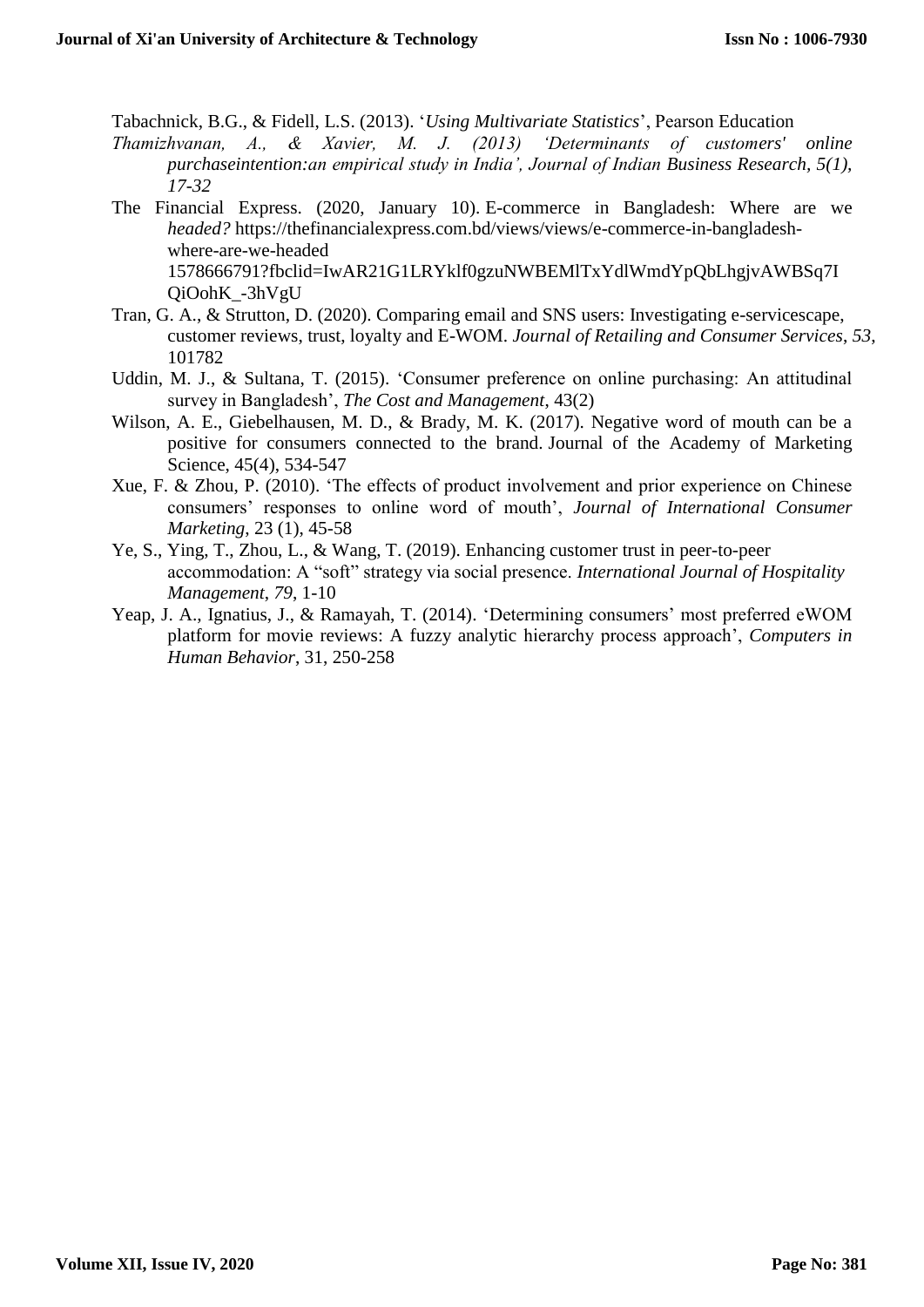Tabachnick, B.G., & Fidell, L.S. (2013). '*Using Multivariate Statistics*', Pearson Education

*Thamizhvanan, A., & Xavier, M. J. (2013) 'Determinants of customers' online purchaseintention:an empirical study in India', Journal of Indian Business Research, 5(1), 17-32*

The Financial Express. (2020, January 10). E-commerce in Bangladesh: Where are we *headed?* https://thefinancialexpress.com.bd/views/views/e-commerce-in-bangladesh-where-are-we-headed 1578666791?fbclid=IwAR21G1LRYklf0gzuNWBEMlTxYdlWmdYpQbLhgjvAWBSq7IQiOohK_-3hVgU

Tran, G. A., & Strutton, D. (2020). Comparing email and SNS users: Investigating e-servicescape, customer reviews, trust, loyalty and E-WOM. *Journal of Retailing and Consumer Services*, *53*, 101782

Uddin, M. J., & Sultana, T. (2015). 'Consumer preference on online purchasing: An attitudinal survey in Bangladesh', *The Cost and Management*, 43(2)

Wilson, A. E., Giebelhausen, M. D., & Brady, M. K. (2017). Negative word of mouth can be a positive for consumers connected to the brand. Journal of the Academy of Marketing Science, 45(4), 534-547

Xue, F. & Zhou, P. (2010). 'The effects of product involvement and prior experience on Chinese consumers' responses to online word of mouth', *Journal of International Consumer Marketing*, 23 (1), 45-58

Ye, S., Ying, T., Zhou, L., & Wang, T. (2019). Enhancing customer trust in peer-to-peer accommodation: A "soft" strategy via social presence. *International Journal of Hospitality Management*, *79*, 1-10

Yeap, J. A., Ignatius, J., & Ramayah, T. (2014). 'Determining consumers' most preferred eWOM platform for movie reviews: A fuzzy analytic hierarchy process approach', *Computers in Human Behavior*, 31, 250-258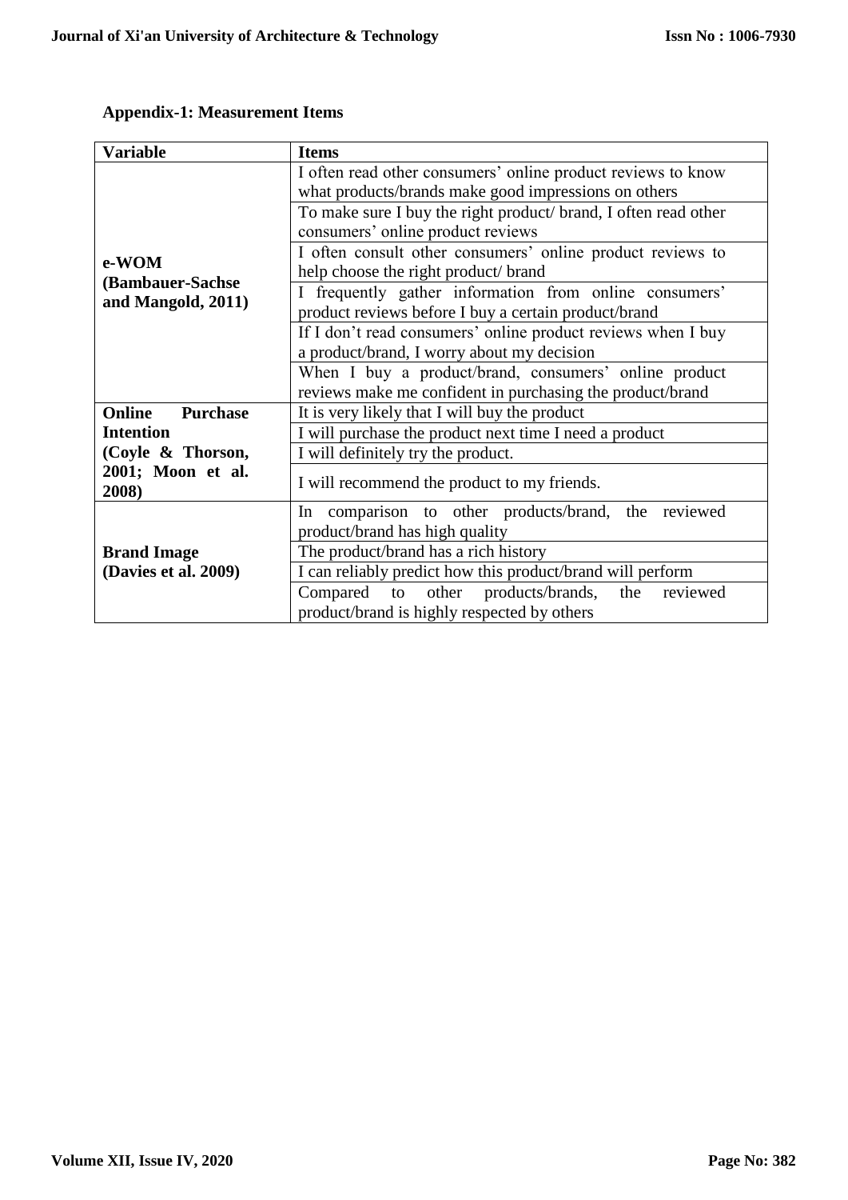**Appendix-1: Measurement Items**

| Variable | Items |
|---|---|
| **e-WOM (Bambauer-Sachse and Mangold, 2011)** | I often read other consumers' online product reviews to know what products/brands make good impressions on others |
| | To make sure I buy the right product/ brand, I often read other consumers' online product reviews |
| | I often consult other consumers' online product reviews to help choose the right product/ brand |
| | I frequently gather information from online consumers' product reviews before I buy a certain product/brand |
| | If I don't read consumers' online product reviews when I buy a product/brand, I worry about my decision |
| | When I buy a product/brand, consumers' online product reviews make me confident in purchasing the product/brand |
| **Online Purchase Intention (Coyle & Thorson, 2001; Moon et al. 2008)** | It is very likely that I will buy the product |
| | I will purchase the product next time I need a product |
| | I will definitely try the product. |
| | I will recommend the product to my friends. |
| **Brand Image (Davies et al. 2009)** | In comparison to other products/brand, the reviewed product/brand has high quality |
| | The product/brand has a rich history |
| | I can reliably predict how this product/brand will perform |
| | Compared to other products/brands, the reviewed product/brand is highly respected by others |